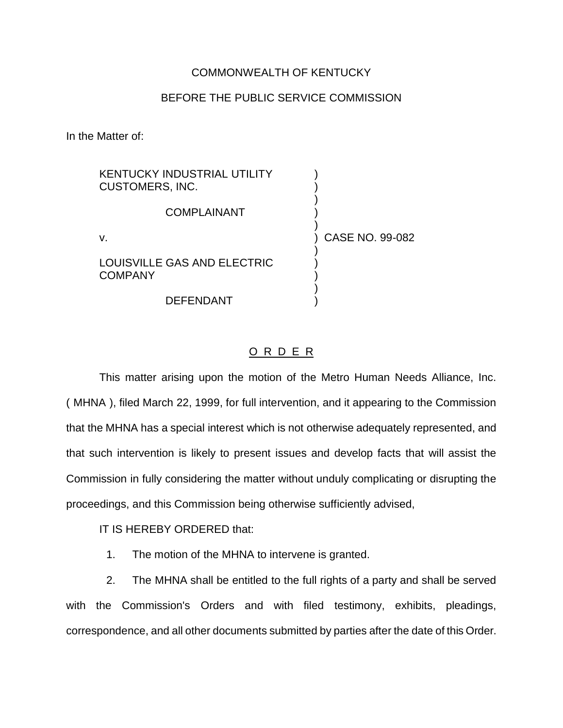COMMONWEALTH OF KENTUCKY

BEFORE THE PUBLIC SERVICE COMMISSION

In the Matter of:

KENTUCKY INDUSTRIAL UTILITY CUSTOMERS, INC.

COMPLAINANT

v.

LOUISVILLE GAS AND ELECTRIC COMPANY

DEFENDANT

CASE NO. 99-082

O R D E R

This matter arising upon the motion of the Metro Human Needs Alliance, Inc. ( MHNA ), filed March 22, 1999, for full intervention, and it appearing to the Commission that the MHNA has a special interest which is not otherwise adequately represented, and that such intervention is likely to present issues and develop facts that will assist the Commission in fully considering the matter without unduly complicating or disrupting the proceedings, and this Commission being otherwise sufficiently advised,

IT IS HEREBY ORDERED that:

1. The motion of the MHNA to intervene is granted.

2. The MHNA shall be entitled to the full rights of a party and shall be served with the Commission's Orders and with filed testimony, exhibits, pleadings, correspondence, and all other documents submitted by parties after the date of this Order.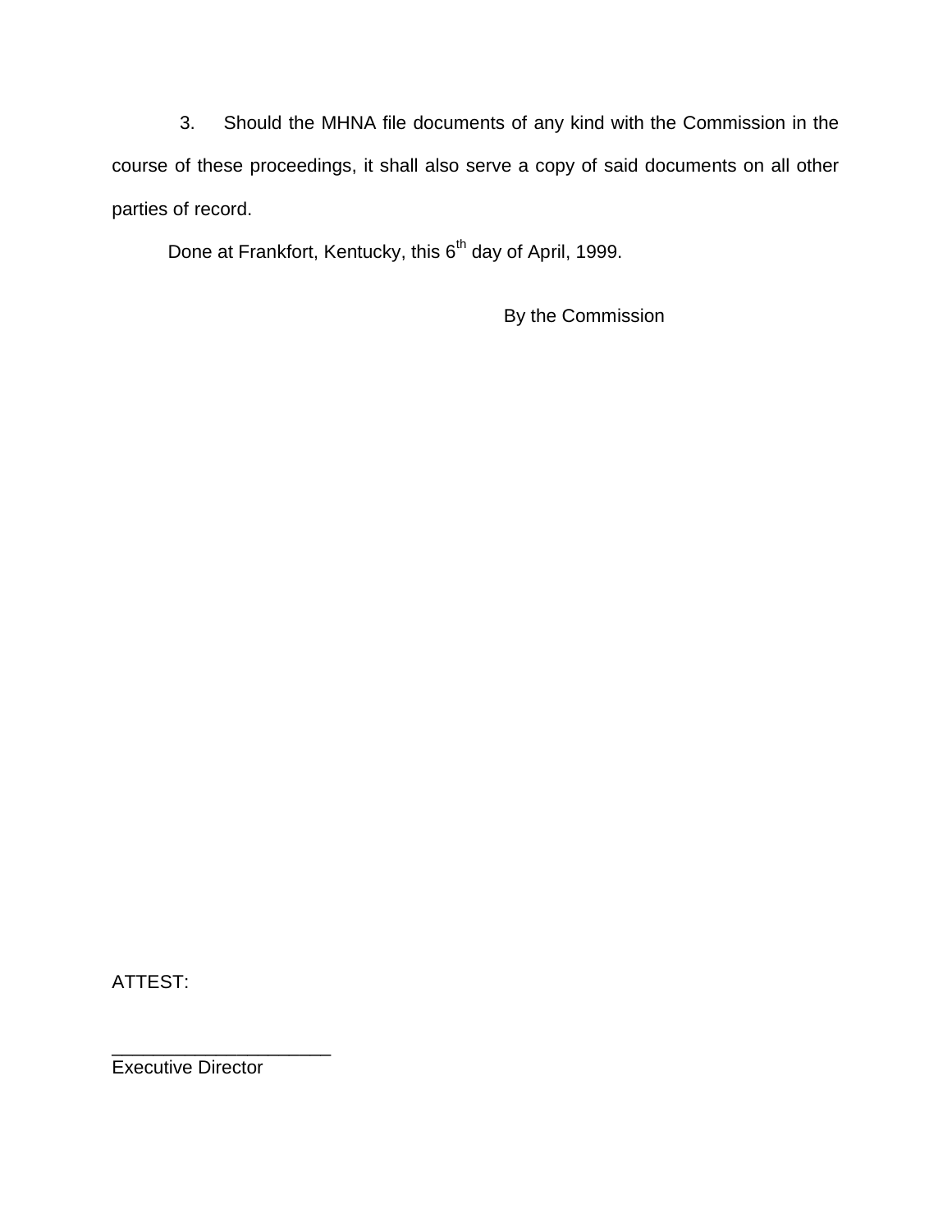3. Should the MHNA file documents of any kind with the Commission in the course of these proceedings, it shall also serve a copy of said documents on all other parties of record.

Done at Frankfort, Kentucky, this 6th day of April, 1999.

By the Commission

ATTEST:

_____________________
Executive Director